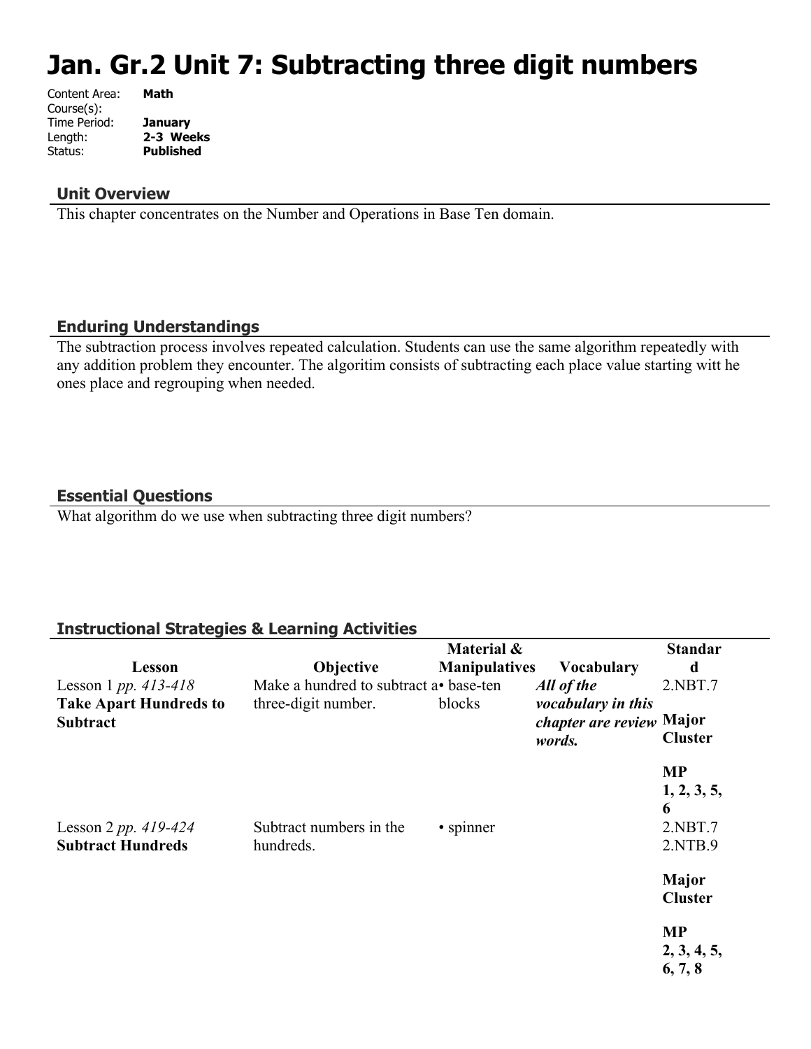# Jan. Gr.2 Unit 7: Subtracting three digit numbers

Content Area: **Math**
Course(s):
Time Period: **January**
Length: **2-3 Weeks**
Status: **Published**

## Unit Overview

This chapter concentrates on the Number and Operations in Base Ten domain.

## Enduring Understandings

The subtraction process involves repeated calculation. Students can use the same algorithm repeatedly with any addition problem they encounter. The algoritim consists of subtracting each place value starting witt he ones place and regrouping when needed.

## Essential Questions

What algorithm do we use when subtracting three digit numbers?

## Instructional Strategies & Learning Activities

| Lesson | Objective | Material & Manipulatives | Vocabulary | Standard |
|---|---|---|---|---|
| Lesson 1 *pp. 413-418* **Take Apart Hundreds to Subtract** | Make a hundred to subtract a three-digit number. | • base-ten blocks | ***All of the vocabulary in this chapter are review words.*** | 2.NBT.7 **Major Cluster** **MP 1, 2, 3, 5, 6** |
| Lesson 2 *pp. 419-424* **Subtract Hundreds** | Subtract numbers in the hundreds. | • spinner | | 2.NBT.7 2.NTB.9 **Major Cluster** **MP 2, 3, 4, 5, 6, 7, 8** |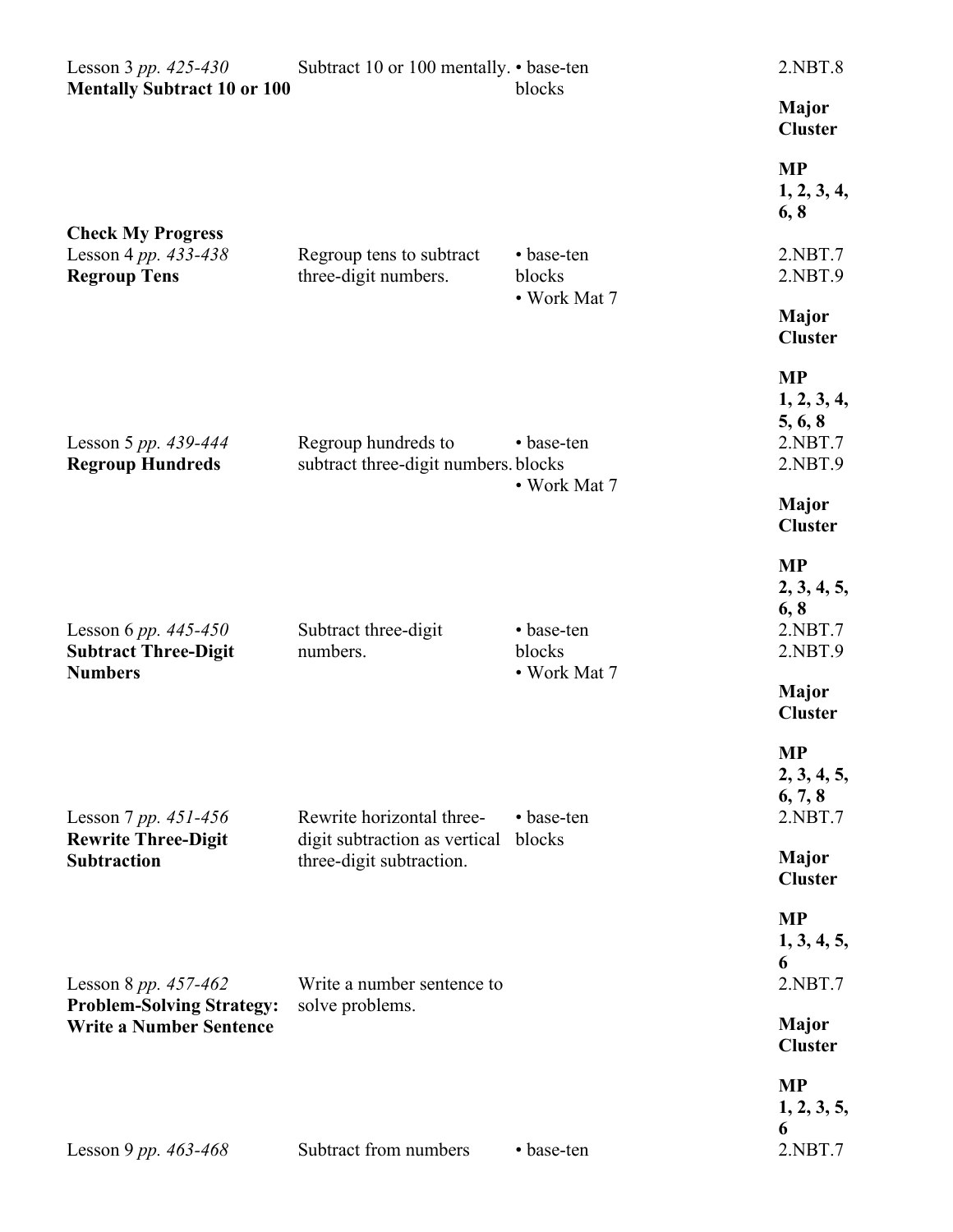| | | | |
|---|---|---|---|
| Lesson 3 *pp. 425-430* **Mentally Subtract 10 or 100** | Subtract 10 or 100 mentally. | • base-ten blocks | 2.NBT.8 **Major Cluster** **MP 1, 2, 3, 4, 6, 8** |
| **Check My Progress** | | | |
| Lesson 4 *pp. 433-438* **Regroup Tens** | Regroup tens to subtract three-digit numbers. | • base-ten blocks • Work Mat 7 | 2.NBT.7 2.NBT.9 **Major Cluster** **MP 1, 2, 3, 4, 5, 6, 8** |
| Lesson 5 *pp. 439-444* **Regroup Hundreds** | Regroup hundreds to subtract three-digit numbers. | • base-ten blocks • Work Mat 7 | 2.NBT.7 2.NBT.9 **Major Cluster** **MP 2, 3, 4, 5, 6, 8** |
| Lesson 6 *pp. 445-450* **Subtract Three-Digit Numbers** | Subtract three-digit numbers. | • base-ten blocks • Work Mat 7 | 2.NBT.7 2.NBT.9 **Major Cluster** **MP 2, 3, 4, 5, 6, 7, 8** |
| Lesson 7 *pp. 451-456* **Rewrite Three-Digit Subtraction** | Rewrite horizontal three-digit subtraction as vertical three-digit subtraction. | • base-ten blocks | 2.NBT.7 **Major Cluster** **MP 1, 3, 4, 5, 6** |
| Lesson 8 *pp. 457-462* **Problem-Solving Strategy: Write a Number Sentence** | Write a number sentence to solve problems. | | 2.NBT.7 **Major Cluster** **MP 1, 2, 3, 5, 6** |
| Lesson 9 *pp. 463-468* | Subtract from numbers | • base-ten | 2.NBT.7 |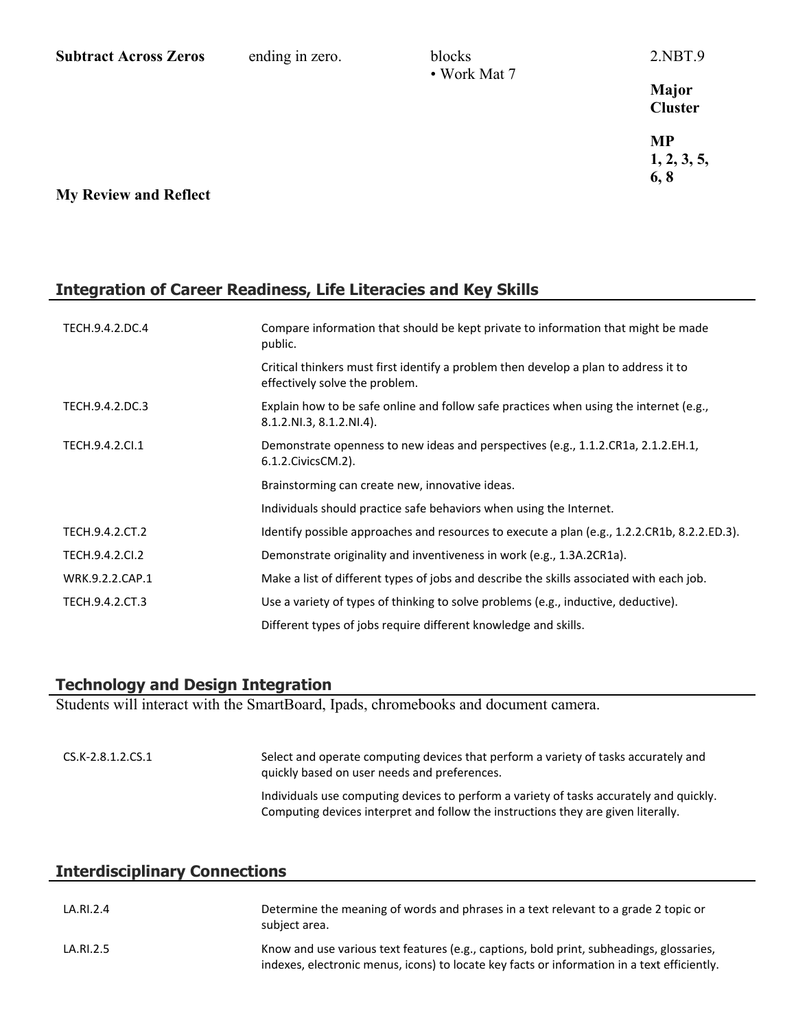| Subtract Across Zeros | ending in zero. | blocks<br>• Work Mat 7 | 2.NBT.9<br><br>**Major Cluster**<br><br>**MP 1, 2, 3, 5, 6, 8** |
|---|---|---|---|
| **My Review and Reflect** | | | |

## Integration of Career Readiness, Life Literacies and Key Skills

| | |
|---|---|
| TECH.9.4.2.DC.4 | Compare information that should be kept private to information that might be made public. |
| | Critical thinkers must first identify a problem then develop a plan to address it to effectively solve the problem. |
| TECH.9.4.2.DC.3 | Explain how to be safe online and follow safe practices when using the internet (e.g., 8.1.2.NI.3, 8.1.2.NI.4). |
| TECH.9.4.2.CI.1 | Demonstrate openness to new ideas and perspectives (e.g., 1.1.2.CR1a, 2.1.2.EH.1, 6.1.2.CivicsCM.2). |
| | Brainstorming can create new, innovative ideas. |
| | Individuals should practice safe behaviors when using the Internet. |
| TECH.9.4.2.CT.2 | Identify possible approaches and resources to execute a plan (e.g., 1.2.2.CR1b, 8.2.2.ED.3). |
| TECH.9.4.2.CI.2 | Demonstrate originality and inventiveness in work (e.g., 1.3A.2CR1a). |
| WRK.9.2.2.CAP.1 | Make a list of different types of jobs and describe the skills associated with each job. |
| TECH.9.4.2.CT.3 | Use a variety of types of thinking to solve problems (e.g., inductive, deductive). |
| | Different types of jobs require different knowledge and skills. |

## Technology and Design Integration

Students will interact with the SmartBoard, Ipads, chromebooks and document camera.

| | |
|---|---|
| CS.K-2.8.1.2.CS.1 | Select and operate computing devices that perform a variety of tasks accurately and quickly based on user needs and preferences. |
| | Individuals use computing devices to perform a variety of tasks accurately and quickly. Computing devices interpret and follow the instructions they are given literally. |

## Interdisciplinary Connections

| | |
|---|---|
| LA.RI.2.4 | Determine the meaning of words and phrases in a text relevant to a grade 2 topic or subject area. |
| LA.RI.2.5 | Know and use various text features (e.g., captions, bold print, subheadings, glossaries, indexes, electronic menus, icons) to locate key facts or information in a text efficiently. |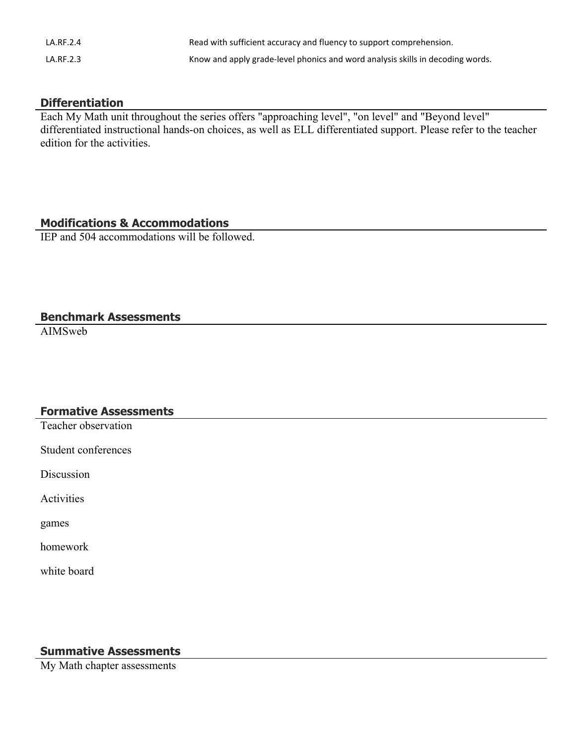| | |
|---|---|
| LA.RF.2.4 | Read with sufficient accuracy and fluency to support comprehension. |
| LA.RF.2.3 | Know and apply grade-level phonics and word analysis skills in decoding words. |

## Differentiation

Each My Math unit throughout the series offers "approaching level", "on level" and "Beyond level" differentiated instructional hands-on choices, as well as ELL differentiated support. Please refer to the teacher edition for the activities.

## Modifications & Accommodations

IEP and 504 accommodations will be followed.

## Benchmark Assessments

AIMSweb

## Formative Assessments

Teacher observation

Student conferences

Discussion

Activities

games

homework

white board

## Summative Assessments

My Math chapter assessments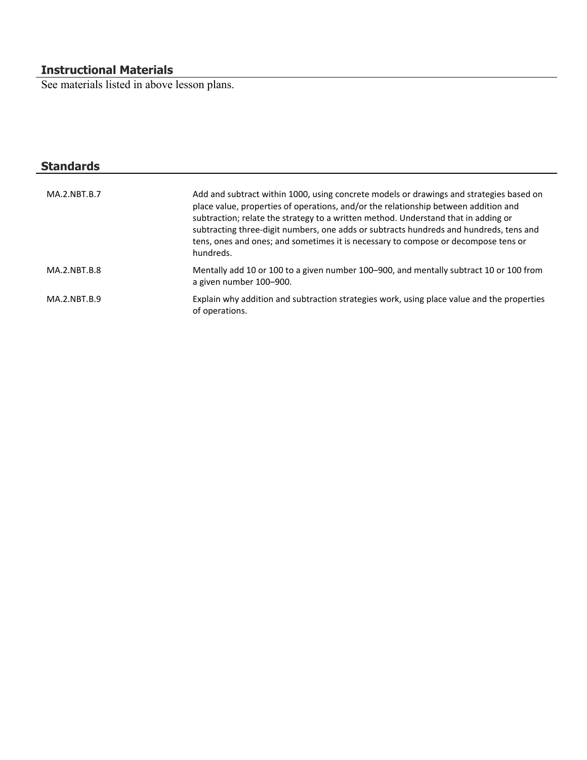## Instructional Materials

See materials listed in above lesson plans.

## Standards

| | |
|---|---|
| MA.2.NBT.B.7 | Add and subtract within 1000, using concrete models or drawings and strategies based on place value, properties of operations, and/or the relationship between addition and subtraction; relate the strategy to a written method. Understand that in adding or subtracting three-digit numbers, one adds or subtracts hundreds and hundreds, tens and tens, ones and ones; and sometimes it is necessary to compose or decompose tens or hundreds. |
| MA.2.NBT.B.8 | Mentally add 10 or 100 to a given number 100–900, and mentally subtract 10 or 100 from a given number 100–900. |
| MA.2.NBT.B.9 | Explain why addition and subtraction strategies work, using place value and the properties of operations. |